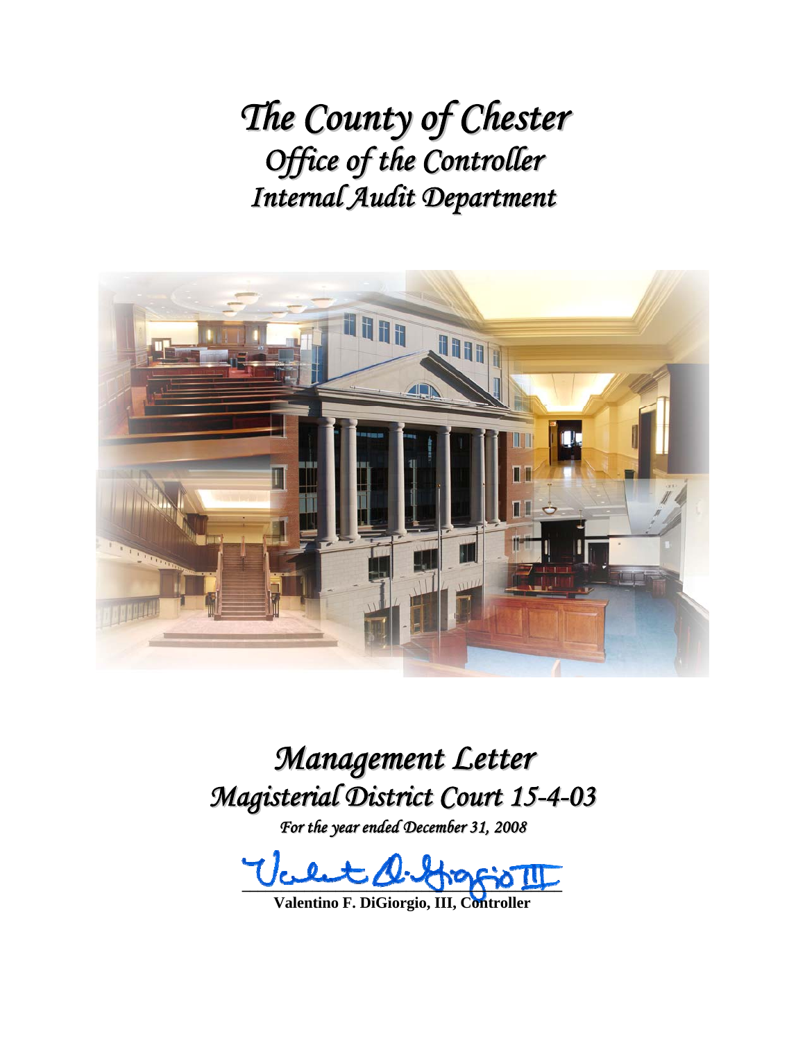# *The County of Chester*
## *Office of the Controller*
## *Internal Audit Department*

# *Management Letter*
# *Magisterial District Court 15-4-03*

*For the year ended December 31, 2008*

**Valentino F. DiGiorgio, III, Controller**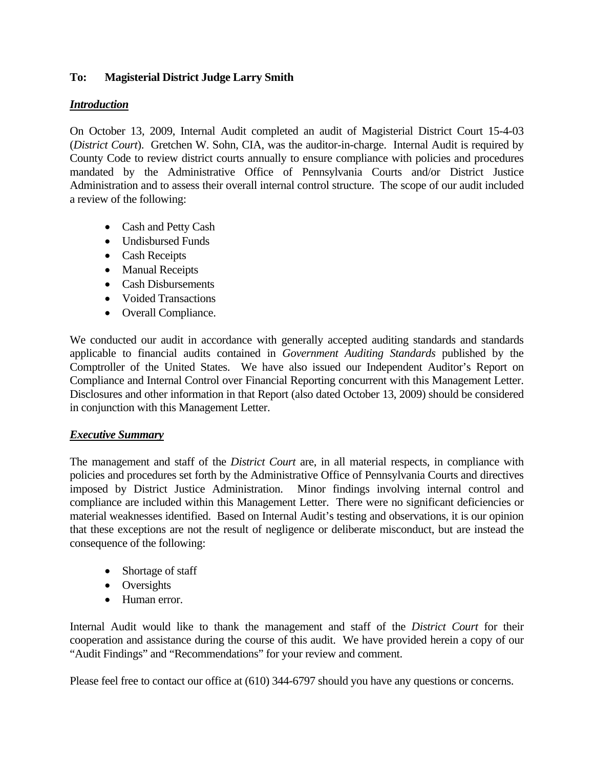**To: Magisterial District Judge Larry Smith**

***Introduction***

On October 13, 2009, Internal Audit completed an audit of Magisterial District Court 15-4-03 (*District Court*). Gretchen W. Sohn, CIA, was the auditor-in-charge. Internal Audit is required by County Code to review district courts annually to ensure compliance with policies and procedures mandated by the Administrative Office of Pennsylvania Courts and/or District Justice Administration and to assess their overall internal control structure. The scope of our audit included a review of the following:

- Cash and Petty Cash
- Undisbursed Funds
- Cash Receipts
- Manual Receipts
- Cash Disbursements
- Voided Transactions
- Overall Compliance.

We conducted our audit in accordance with generally accepted auditing standards and standards applicable to financial audits contained in *Government Auditing Standards* published by the Comptroller of the United States. We have also issued our Independent Auditor's Report on Compliance and Internal Control over Financial Reporting concurrent with this Management Letter. Disclosures and other information in that Report (also dated October 13, 2009) should be considered in conjunction with this Management Letter.

***Executive Summary***

The management and staff of the *District Court* are, in all material respects, in compliance with policies and procedures set forth by the Administrative Office of Pennsylvania Courts and directives imposed by District Justice Administration. Minor findings involving internal control and compliance are included within this Management Letter. There were no significant deficiencies or material weaknesses identified. Based on Internal Audit's testing and observations, it is our opinion that these exceptions are not the result of negligence or deliberate misconduct, but are instead the consequence of the following:

- Shortage of staff
- Oversights
- Human error.

Internal Audit would like to thank the management and staff of the *District Court* for their cooperation and assistance during the course of this audit. We have provided herein a copy of our "Audit Findings" and "Recommendations" for your review and comment.

Please feel free to contact our office at (610) 344-6797 should you have any questions or concerns.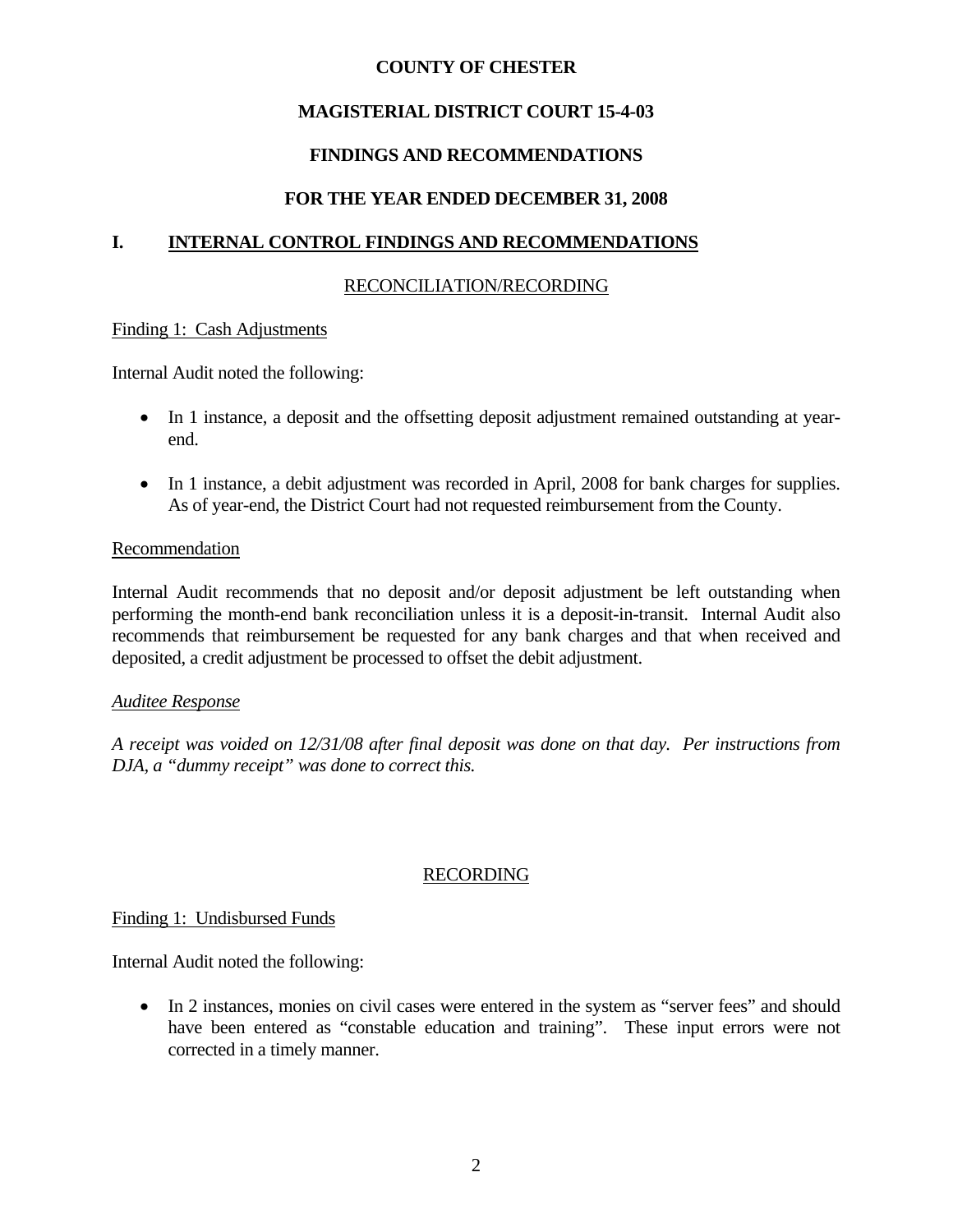**COUNTY OF CHESTER**

**MAGISTERIAL DISTRICT COURT 15-4-03**

**FINDINGS AND RECOMMENDATIONS**

**FOR THE YEAR ENDED DECEMBER 31, 2008**

## I. INTERNAL CONTROL FINDINGS AND RECOMMENDATIONS

### RECONCILIATION/RECORDING

Finding 1: Cash Adjustments

Internal Audit noted the following:

- In 1 instance, a deposit and the offsetting deposit adjustment remained outstanding at year-end.
- In 1 instance, a debit adjustment was recorded in April, 2008 for bank charges for supplies. As of year-end, the District Court had not requested reimbursement from the County.

Recommendation

Internal Audit recommends that no deposit and/or deposit adjustment be left outstanding when performing the month-end bank reconciliation unless it is a deposit-in-transit. Internal Audit also recommends that reimbursement be requested for any bank charges and that when received and deposited, a credit adjustment be processed to offset the debit adjustment.

*Auditee Response*

*A receipt was voided on 12/31/08 after final deposit was done on that day. Per instructions from DJA, a "dummy receipt" was done to correct this.*

### RECORDING

Finding 1: Undisbursed Funds

Internal Audit noted the following:

- In 2 instances, monies on civil cases were entered in the system as "server fees" and should have been entered as "constable education and training". These input errors were not corrected in a timely manner.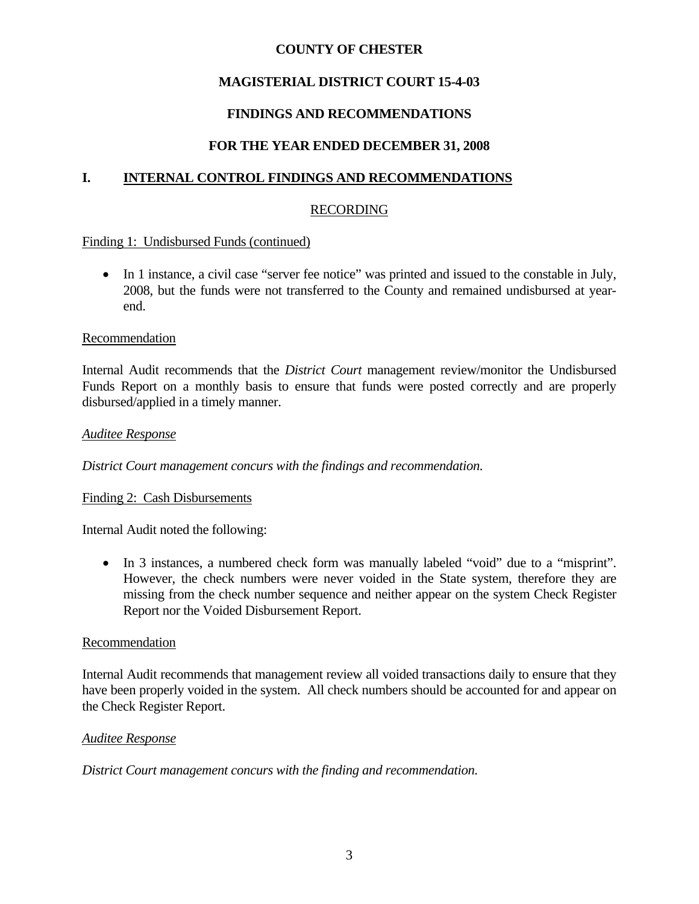**COUNTY OF CHESTER**

**MAGISTERIAL DISTRICT COURT 15-4-03**

**FINDINGS AND RECOMMENDATIONS**

**FOR THE YEAR ENDED DECEMBER 31, 2008**

## I. INTERNAL CONTROL FINDINGS AND RECOMMENDATIONS

### RECORDING

Finding 1: Undisbursed Funds (continued)

- In 1 instance, a civil case "server fee notice" was printed and issued to the constable in July, 2008, but the funds were not transferred to the County and remained undisbursed at year-end.

Recommendation

Internal Audit recommends that the *District Court* management review/monitor the Undisbursed Funds Report on a monthly basis to ensure that funds were posted correctly and are properly disbursed/applied in a timely manner.

*Auditee Response*

*District Court management concurs with the findings and recommendation.*

Finding 2: Cash Disbursements

Internal Audit noted the following:

- In 3 instances, a numbered check form was manually labeled "void" due to a "misprint". However, the check numbers were never voided in the State system, therefore they are missing from the check number sequence and neither appear on the system Check Register Report nor the Voided Disbursement Report.

Recommendation

Internal Audit recommends that management review all voided transactions daily to ensure that they have been properly voided in the system. All check numbers should be accounted for and appear on the Check Register Report.

*Auditee Response*

*District Court management concurs with the finding and recommendation.*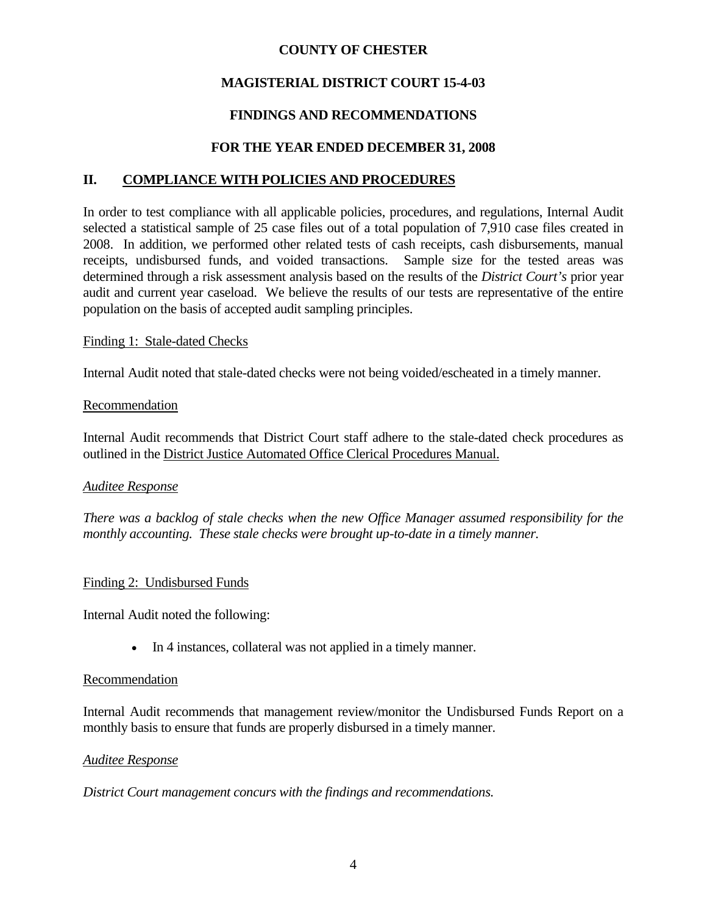**COUNTY OF CHESTER**

**MAGISTERIAL DISTRICT COURT 15-4-03**

**FINDINGS AND RECOMMENDATIONS**

**FOR THE YEAR ENDED DECEMBER 31, 2008**

## II. COMPLIANCE WITH POLICIES AND PROCEDURES

In order to test compliance with all applicable policies, procedures, and regulations, Internal Audit selected a statistical sample of 25 case files out of a total population of 7,910 case files created in 2008. In addition, we performed other related tests of cash receipts, cash disbursements, manual receipts, undisbursed funds, and voided transactions. Sample size for the tested areas was determined through a risk assessment analysis based on the results of the *District Court's* prior year audit and current year caseload. We believe the results of our tests are representative of the entire population on the basis of accepted audit sampling principles.

Finding 1: Stale-dated Checks

Internal Audit noted that stale-dated checks were not being voided/escheated in a timely manner.

Recommendation

Internal Audit recommends that District Court staff adhere to the stale-dated check procedures as outlined in the District Justice Automated Office Clerical Procedures Manual.

*Auditee Response*

*There was a backlog of stale checks when the new Office Manager assumed responsibility for the monthly accounting. These stale checks were brought up-to-date in a timely manner.*

Finding 2: Undisbursed Funds

Internal Audit noted the following:

- In 4 instances, collateral was not applied in a timely manner.

Recommendation

Internal Audit recommends that management review/monitor the Undisbursed Funds Report on a monthly basis to ensure that funds are properly disbursed in a timely manner.

*Auditee Response*

*District Court management concurs with the findings and recommendations.*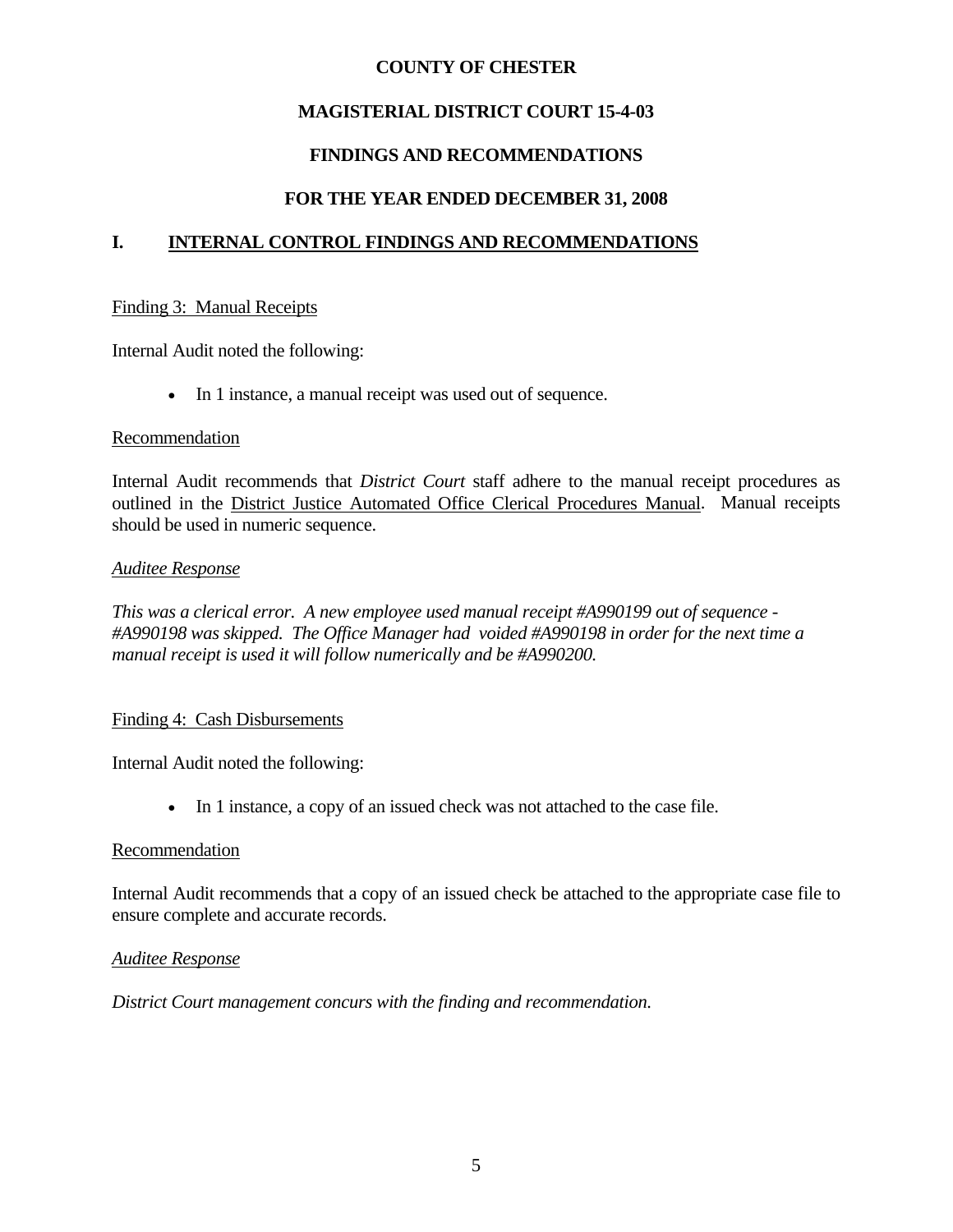# COUNTY OF CHESTER

## MAGISTERIAL DISTRICT COURT 15-4-03

## FINDINGS AND RECOMMENDATIONS

## FOR THE YEAR ENDED DECEMBER 31, 2008

## I. INTERNAL CONTROL FINDINGS AND RECOMMENDATIONS

Finding 3: Manual Receipts

Internal Audit noted the following:

- In 1 instance, a manual receipt was used out of sequence.

Recommendation

Internal Audit recommends that *District Court* staff adhere to the manual receipt procedures as outlined in the District Justice Automated Office Clerical Procedures Manual. Manual receipts should be used in numeric sequence.

*Auditee Response*

*This was a clerical error. A new employee used manual receipt #A990199 out of sequence - #A990198 was skipped. The Office Manager had voided #A990198 in order for the next time a manual receipt is used it will follow numerically and be #A990200.*

Finding 4: Cash Disbursements

Internal Audit noted the following:

- In 1 instance, a copy of an issued check was not attached to the case file.

Recommendation

Internal Audit recommends that a copy of an issued check be attached to the appropriate case file to ensure complete and accurate records.

*Auditee Response*

*District Court management concurs with the finding and recommendation.*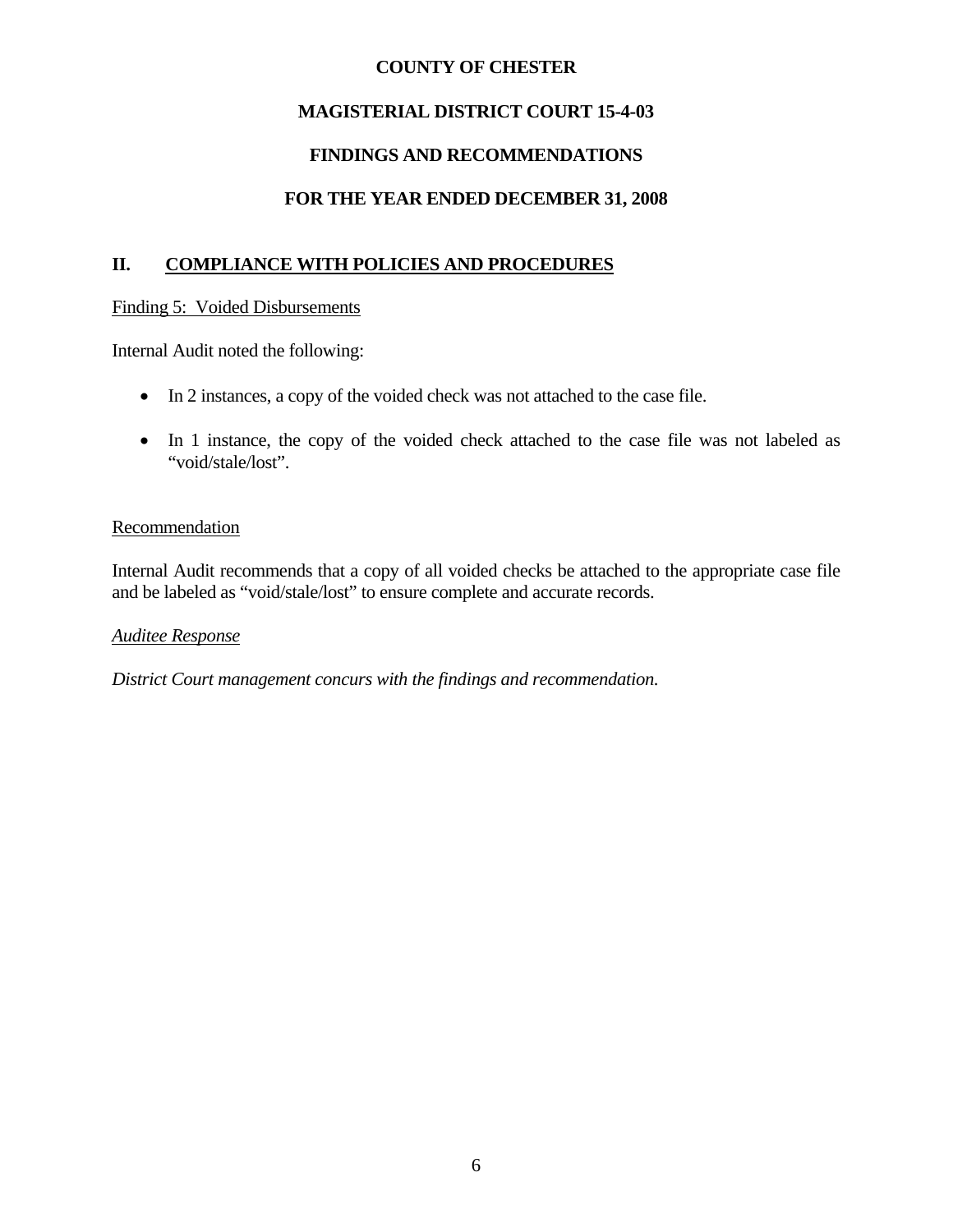**COUNTY OF CHESTER**

**MAGISTERIAL DISTRICT COURT 15-4-03**

**FINDINGS AND RECOMMENDATIONS**

**FOR THE YEAR ENDED DECEMBER 31, 2008**

## II. COMPLIANCE WITH POLICIES AND PROCEDURES

Finding 5: Voided Disbursements

Internal Audit noted the following:

- In 2 instances, a copy of the voided check was not attached to the case file.
- In 1 instance, the copy of the voided check attached to the case file was not labeled as "void/stale/lost".

Recommendation

Internal Audit recommends that a copy of all voided checks be attached to the appropriate case file and be labeled as "void/stale/lost" to ensure complete and accurate records.

*Auditee Response*

*District Court management concurs with the findings and recommendation.*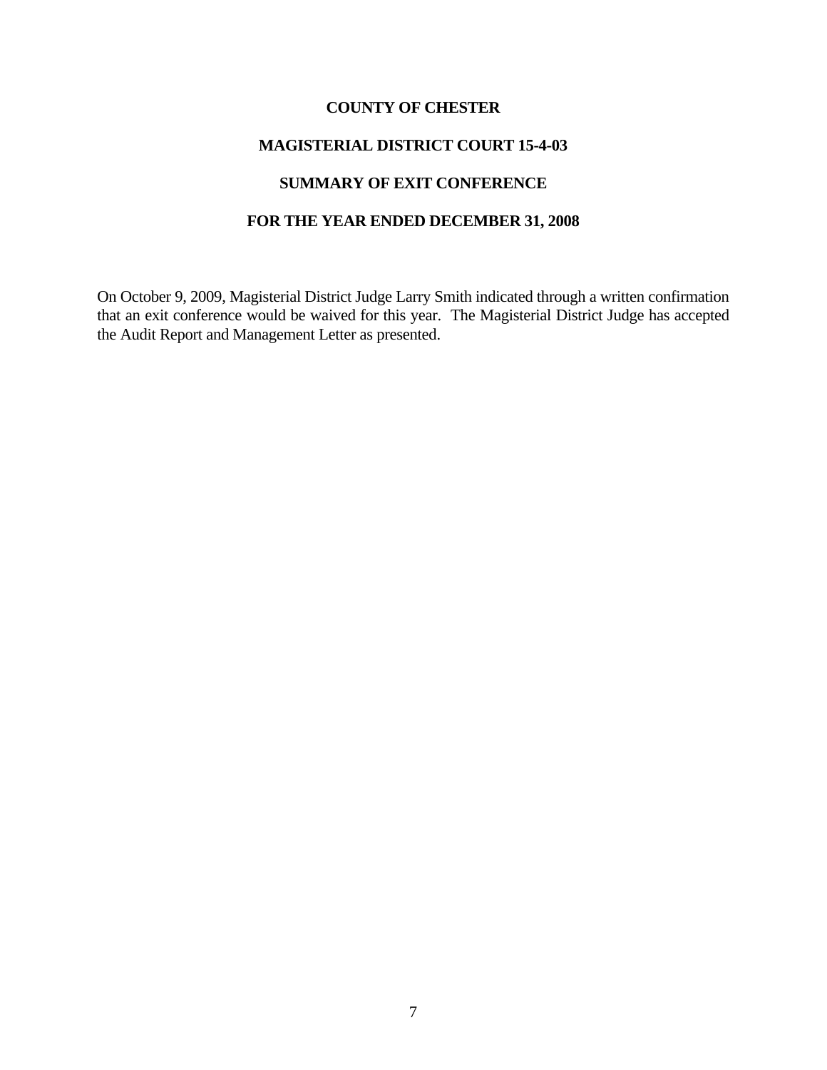**COUNTY OF CHESTER**

**MAGISTERIAL DISTRICT COURT 15-4-03**

**SUMMARY OF EXIT CONFERENCE**

**FOR THE YEAR ENDED DECEMBER 31, 2008**

On October 9, 2009, Magisterial District Judge Larry Smith indicated through a written confirmation that an exit conference would be waived for this year. The Magisterial District Judge has accepted the Audit Report and Management Letter as presented.